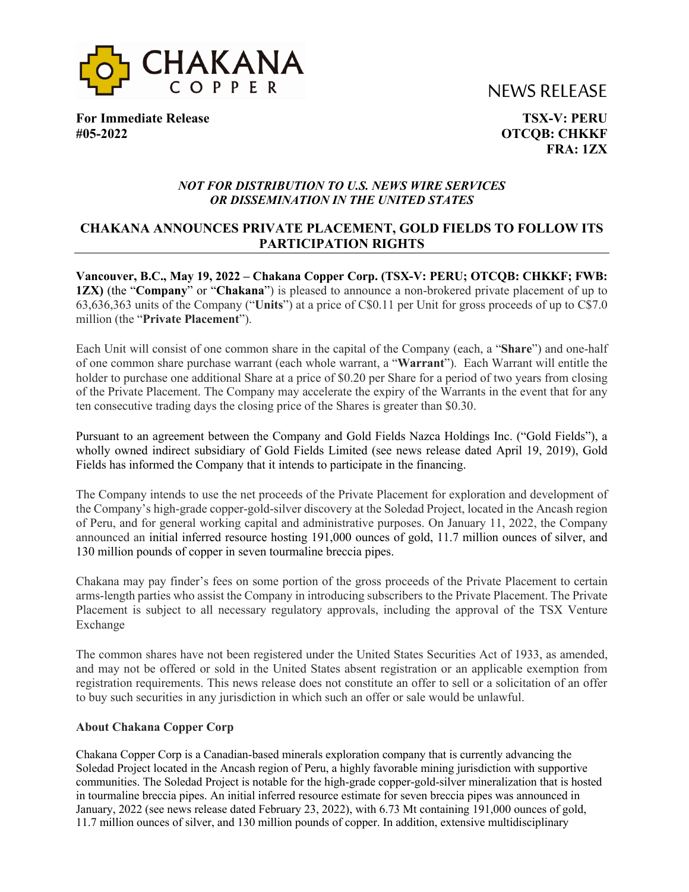NEWS RELEASE

**For Immediate Release**
**#05-2022**

**TSX-V: PERU**
**OTCQB: CHKKF**
**FRA: 1ZX**

***NOT FOR DISTRIBUTION TO U.S. NEWS WIRE SERVICES OR DISSEMINATION IN THE UNITED STATES***

# CHAKANA ANNOUNCES PRIVATE PLACEMENT, GOLD FIELDS TO FOLLOW ITS PARTICIPATION RIGHTS

**Vancouver, B.C., May 19, 2022 – Chakana Copper Corp. (TSX-V: PERU; OTCQB: CHKKF; FWB: 1ZX)** (the "**Company**" or "**Chakana**") is pleased to announce a non-brokered private placement of up to 63,636,363 units of the Company ("**Units**") at a price of C$0.11 per Unit for gross proceeds of up to C$7.0 million (the "**Private Placement**").

Each Unit will consist of one common share in the capital of the Company (each, a "**Share**") and one-half of one common share purchase warrant (each whole warrant, a "**Warrant**"). Each Warrant will entitle the holder to purchase one additional Share at a price of $0.20 per Share for a period of two years from closing of the Private Placement. The Company may accelerate the expiry of the Warrants in the event that for any ten consecutive trading days the closing price of the Shares is greater than $0.30.

Pursuant to an agreement between the Company and Gold Fields Nazca Holdings Inc. ("Gold Fields"), a wholly owned indirect subsidiary of Gold Fields Limited (see news release dated April 19, 2019), Gold Fields has informed the Company that it intends to participate in the financing.

The Company intends to use the net proceeds of the Private Placement for exploration and development of the Company's high-grade copper-gold-silver discovery at the Soledad Project, located in the Ancash region of Peru, and for general working capital and administrative purposes. On January 11, 2022, the Company announced an initial inferred resource hosting 191,000 ounces of gold, 11.7 million ounces of silver, and 130 million pounds of copper in seven tourmaline breccia pipes.

Chakana may pay finder's fees on some portion of the gross proceeds of the Private Placement to certain arms-length parties who assist the Company in introducing subscribers to the Private Placement. The Private Placement is subject to all necessary regulatory approvals, including the approval of the TSX Venture Exchange

The common shares have not been registered under the United States Securities Act of 1933, as amended, and may not be offered or sold in the United States absent registration or an applicable exemption from registration requirements. This news release does not constitute an offer to sell or a solicitation of an offer to buy such securities in any jurisdiction in which such an offer or sale would be unlawful.

### About Chakana Copper Corp

Chakana Copper Corp is a Canadian-based minerals exploration company that is currently advancing the Soledad Project located in the Ancash region of Peru, a highly favorable mining jurisdiction with supportive communities. The Soledad Project is notable for the high-grade copper-gold-silver mineralization that is hosted in tourmaline breccia pipes. An initial inferred resource estimate for seven breccia pipes was announced in January, 2022 (see news release dated February 23, 2022), with 6.73 Mt containing 191,000 ounces of gold, 11.7 million ounces of silver, and 130 million pounds of copper. In addition, extensive multidisciplinary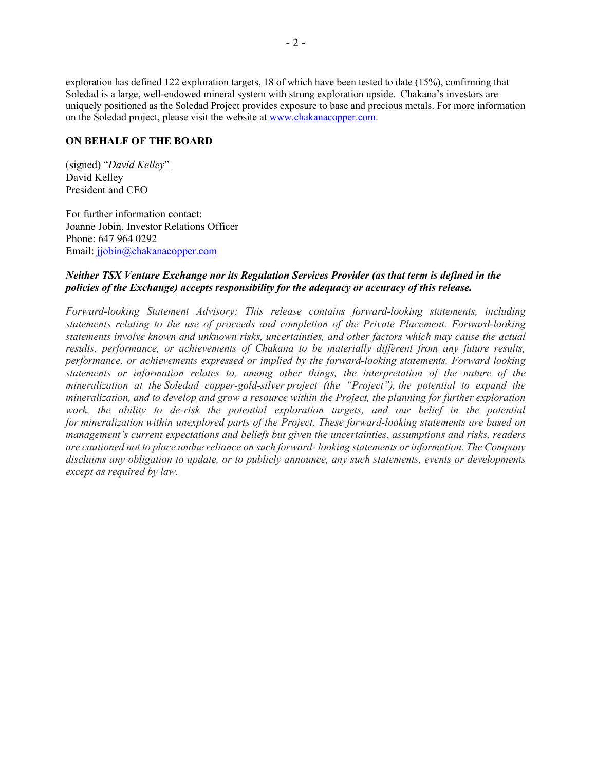exploration has defined 122 exploration targets, 18 of which have been tested to date (15%), confirming that Soledad is a large, well-endowed mineral system with strong exploration upside. Chakana's investors are uniquely positioned as the Soledad Project provides exposure to base and precious metals. For more information on the Soledad project, please visit the website at www.chakanacopper.com.

**ON BEHALF OF THE BOARD**

(signed) "*David Kelley*"
David Kelley
President and CEO

For further information contact:
Joanne Jobin, Investor Relations Officer
Phone: 647 964 0292
Email: jjobin@chakanacopper.com

***Neither TSX Venture Exchange nor its Regulation Services Provider (as that term is defined in the policies of the Exchange) accepts responsibility for the adequacy or accuracy of this release.***

*Forward-looking Statement Advisory: This release contains forward-looking statements, including statements relating to the use of proceeds and completion of the Private Placement. Forward-looking statements involve known and unknown risks, uncertainties, and other factors which may cause the actual results, performance, or achievements of Chakana to be materially different from any future results, performance, or achievements expressed or implied by the forward-looking statements. Forward looking statements or information relates to, among other things, the interpretation of the nature of the mineralization at the Soledad copper-gold-silver project (the "Project"), the potential to expand the mineralization, and to develop and grow a resource within the Project, the planning for further exploration work, the ability to de-risk the potential exploration targets, and our belief in the potential for mineralization within unexplored parts of the Project. These forward-looking statements are based on management's current expectations and beliefs but given the uncertainties, assumptions and risks, readers are cautioned not to place undue reliance on such forward- looking statements or information. The Company disclaims any obligation to update, or to publicly announce, any such statements, events or developments except as required by law.*